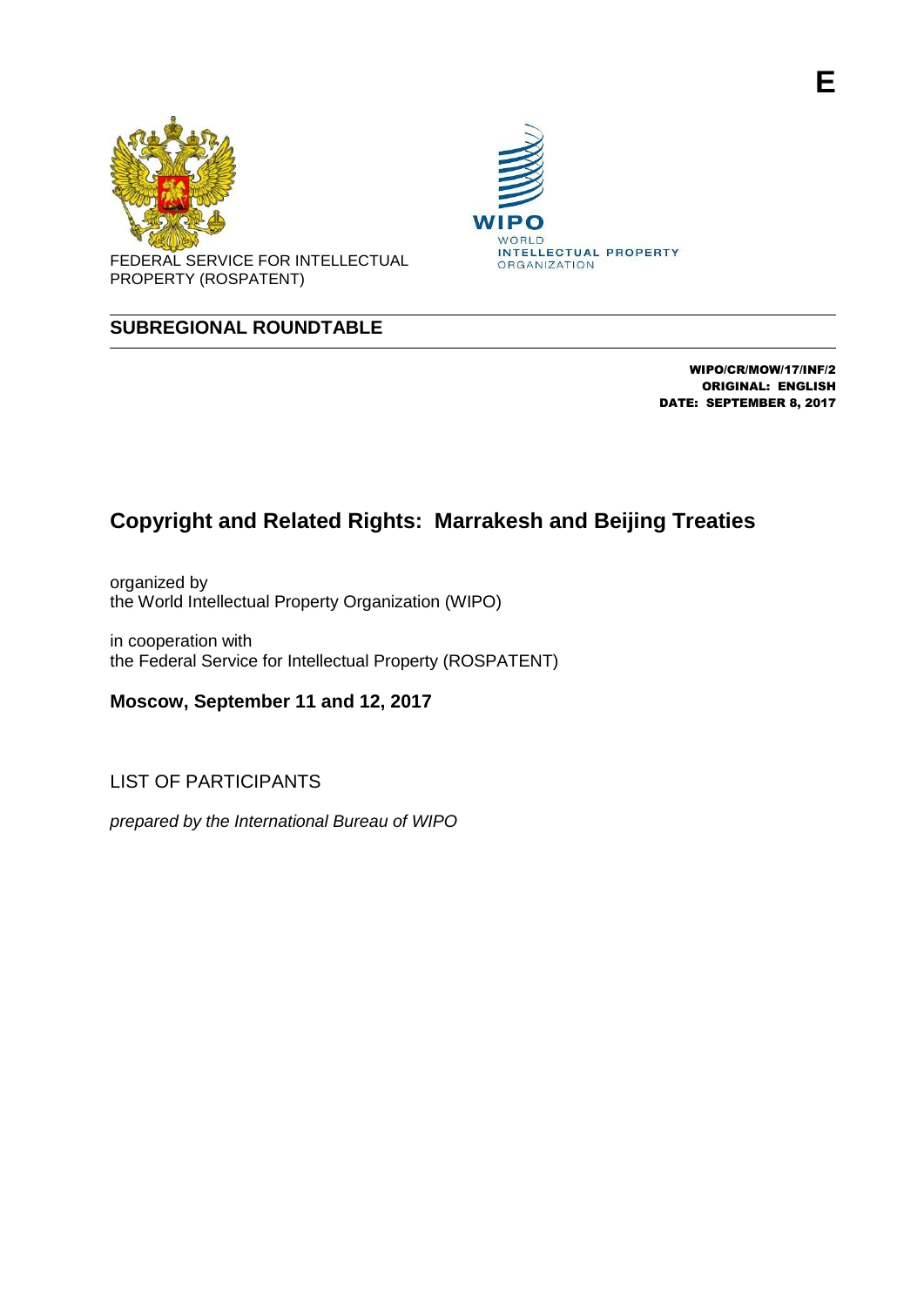E

FEDERAL SERVICE FOR INTELLECTUAL PROPERTY (ROSPATENT)

WIPO
WORLD
INTELLECTUAL PROPERTY
ORGANIZATION

## SUBREGIONAL ROUNDTABLE

WIPO/CR/MOW/17/INF/2
ORIGINAL: ENGLISH
DATE: SEPTEMBER 8, 2017

# Copyright and Related Rights: Marrakesh and Beijing Treaties

organized by
the World Intellectual Property Organization (WIPO)

in cooperation with
the Federal Service for Intellectual Property (ROSPATENT)

**Moscow, September 11 and 12, 2017**

LIST OF PARTICIPANTS

*prepared by the International Bureau of WIPO*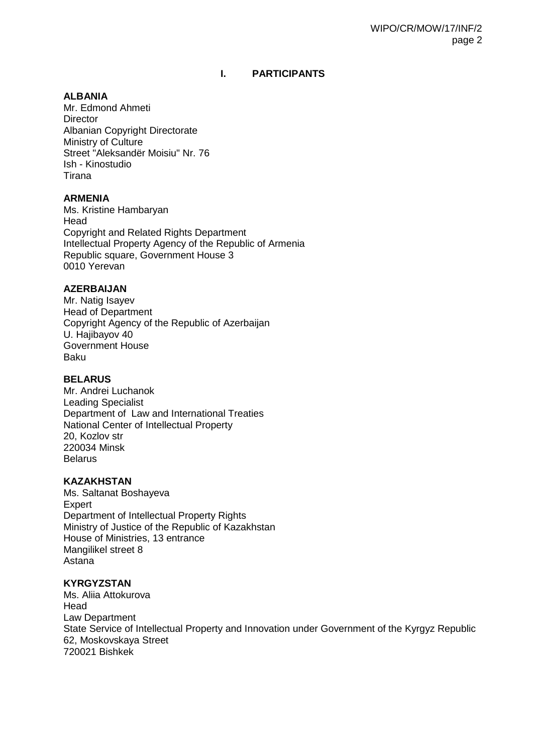## I. PARTICIPANTS

**ALBANIA**
Mr. Edmond Ahmeti
Director
Albanian Copyright Directorate
Ministry of Culture
Street "Aleksandër Moisiu" Nr. 76
Ish - Kinostudio
Tirana

**ARMENIA**
Ms. Kristine Hambaryan
Head
Copyright and Related Rights Department
Intellectual Property Agency of the Republic of Armenia
Republic square, Government House 3
0010 Yerevan

**AZERBAIJAN**
Mr. Natig Isayev
Head of Department
Copyright Agency of the Republic of Azerbaijan
U. Hajibayov 40
Government House
Baku

**BELARUS**
Mr. Andrei Luchanok
Leading Specialist
Department of Law and International Treaties
National Center of Intellectual Property
20, Kozlov str
220034 Minsk
Belarus

**KAZAKHSTAN**
Ms. Saltanat Boshayeva
Expert
Department of Intellectual Property Rights
Ministry of Justice of the Republic of Kazakhstan
House of Ministries, 13 entrance
Mangilikel street 8
Astana

**KYRGYZSTAN**
Ms. Aliia Attokurova
Head
Law Department
State Service of Intellectual Property and Innovation under Government of the Kyrgyz Republic
62, Moskovskaya Street
720021 Bishkek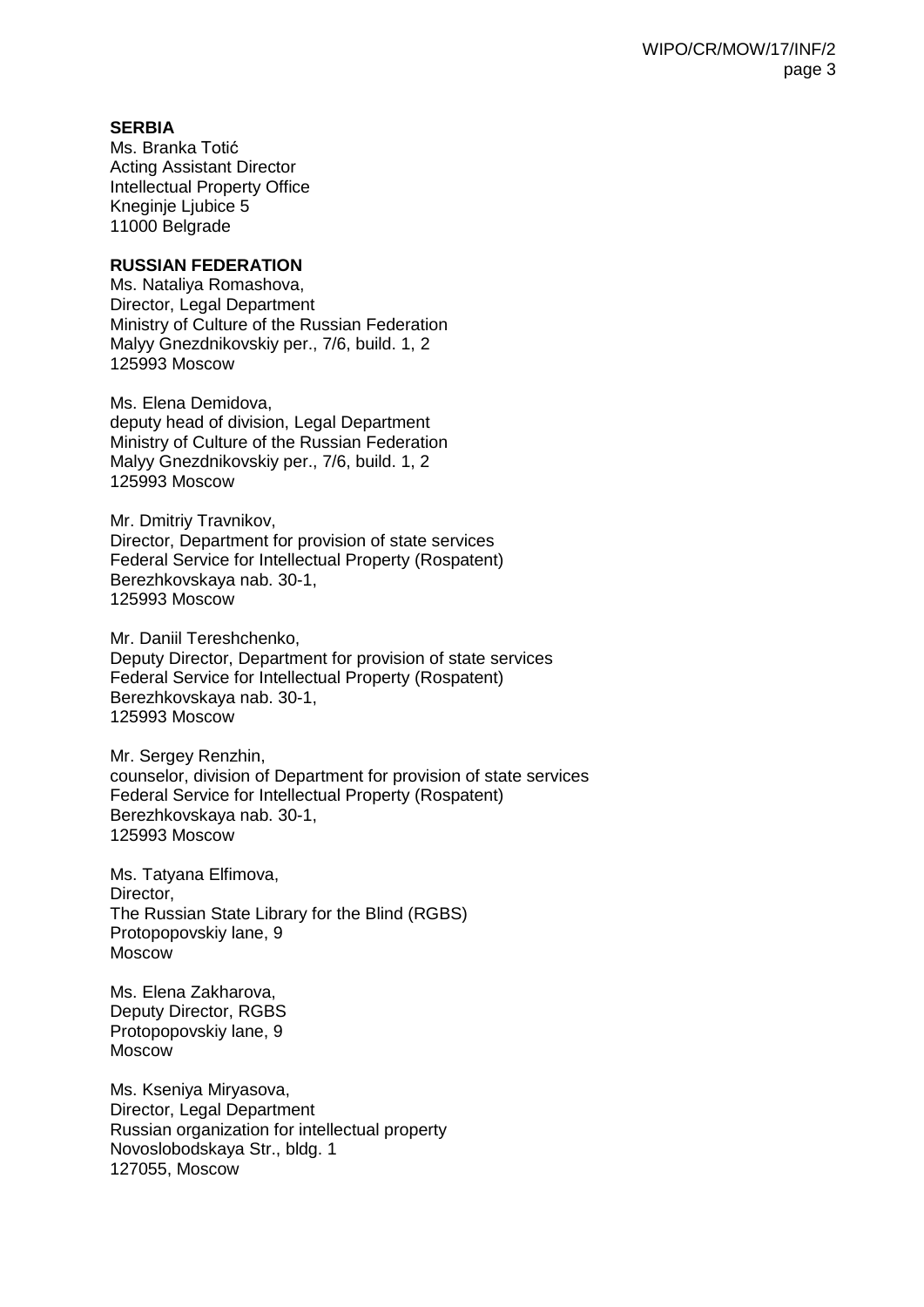**SERBIA**
Ms. Branka Totić
Acting Assistant Director
Intellectual Property Office
Kneginje Ljubice 5
11000 Belgrade

**RUSSIAN FEDERATION**
Ms. Nataliya Romashova,
Director, Legal Department
Ministry of Culture of the Russian Federation
Malyy Gnezdnikovskiy per., 7/6, build. 1, 2
125993 Moscow

Ms. Elena Demidova,
deputy head of division, Legal Department
Ministry of Culture of the Russian Federation
Malyy Gnezdnikovskiy per., 7/6, build. 1, 2
125993 Moscow

Mr. Dmitriy Travnikov,
Director, Department for provision of state services
Federal Service for Intellectual Property (Rospatent)
Berezhkovskaya nab. 30-1,
125993 Moscow

Mr. Daniil Tereshchenko,
Deputy Director, Department for provision of state services
Federal Service for Intellectual Property (Rospatent)
Berezhkovskaya nab. 30-1,
125993 Moscow

Mr. Sergey Renzhin,
counselor, division of Department for provision of state services
Federal Service for Intellectual Property (Rospatent)
Berezhkovskaya nab. 30-1,
125993 Moscow

Ms. Tatyana Elfimova,
Director,
The Russian State Library for the Blind (RGBS)
Protopopovskiy lane, 9
Moscow

Ms. Elena Zakharova,
Deputy Director, RGBS
Protopopovskiy lane, 9
Moscow

Ms. Kseniya Miryasova,
Director, Legal Department
Russian organization for intellectual property
Novoslobodskaya Str., bldg. 1
127055, Moscow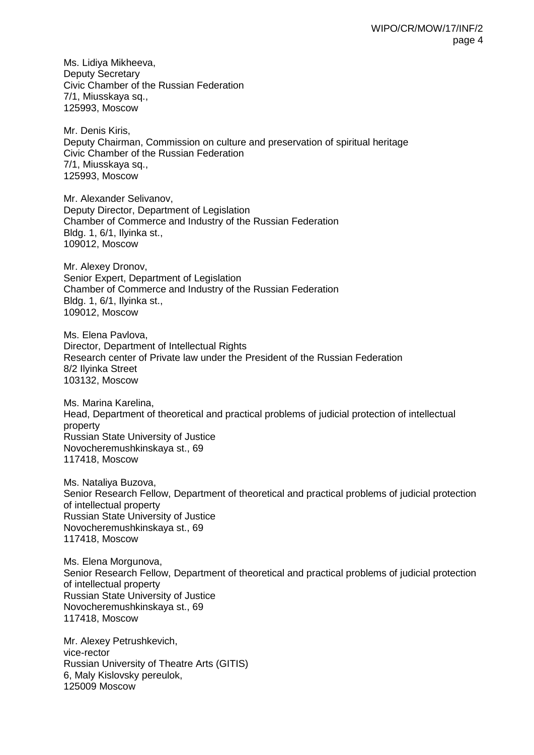Ms. Lidiya Mikheeva,
Deputy Secretary
Civic Chamber of the Russian Federation
7/1, Miusskaya sq.,
125993, Moscow

Mr. Denis Kiris,
Deputy Chairman, Commission on culture and preservation of spiritual heritage
Civic Chamber of the Russian Federation
7/1, Miusskaya sq.,
125993, Moscow

Mr. Alexander Selivanov,
Deputy Director, Department of Legislation
Chamber of Commerce and Industry of the Russian Federation
Bldg. 1, 6/1, Ilyinka st.,
109012, Moscow

Mr. Alexey Dronov,
Senior Expert, Department of Legislation
Chamber of Commerce and Industry of the Russian Federation
Bldg. 1, 6/1, Ilyinka st.,
109012, Moscow

Ms. Elena Pavlova,
Director, Department of Intellectual Rights
Research center of Private law under the President of the Russian Federation
8/2 Ilyinka Street
103132, Moscow

Ms. Marina Karelina,
Head, Department of theoretical and practical problems of judicial protection of intellectual property
Russian State University of Justice
Novocheremushkinskaya st., 69
117418, Moscow

Ms. Nataliya Buzova,
Senior Research Fellow, Department of theoretical and practical problems of judicial protection of intellectual property
Russian State University of Justice
Novocheremushkinskaya st., 69
117418, Moscow

Ms. Elena Morgunova,
Senior Research Fellow, Department of theoretical and practical problems of judicial protection of intellectual property
Russian State University of Justice
Novocheremushkinskaya st., 69
117418, Moscow

Mr. Alexey Petrushkevich,
vice-rector
Russian University of Theatre Arts (GITIS)
6, Maly Kislovsky pereulok,
125009 Moscow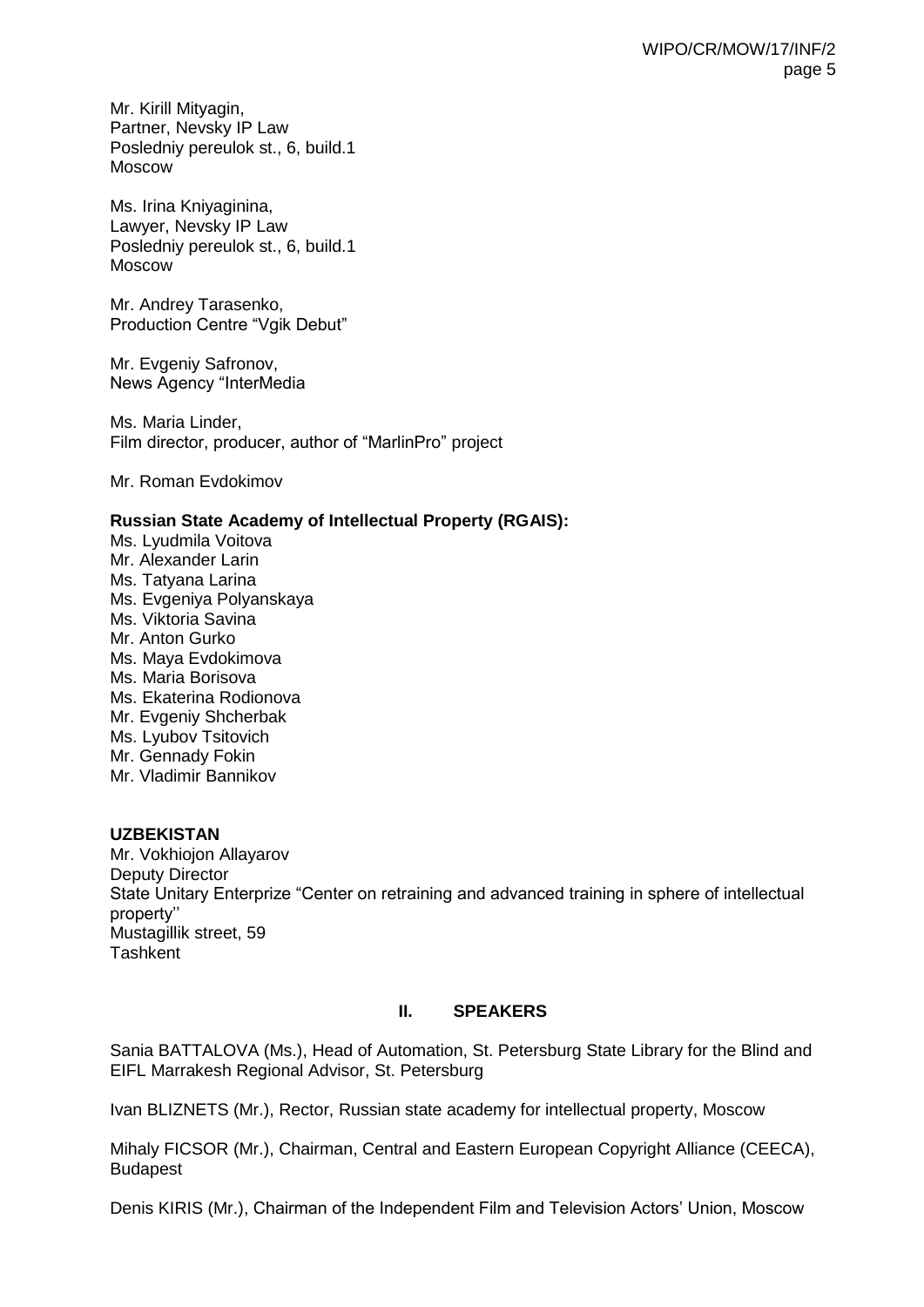Mr. Kirill Mityagin,
Partner, Nevsky IP Law
Posledniy pereulok st., 6, build.1
Moscow

Ms. Irina Kniyaginina,
Lawyer, Nevsky IP Law
Posledniy pereulok st., 6, build.1
Moscow

Mr. Andrey Tarasenko,
Production Centre "Vgik Debut"

Mr. Evgeniy Safronov,
News Agency "InterMedia

Ms. Maria Linder,
Film director, producer, author of "MarlinPro" project

Mr. Roman Evdokimov

**Russian State Academy of Intellectual Property (RGAIS):**
Ms. Lyudmila Voitova
Mr. Alexander Larin
Ms. Tatyana Larina
Ms. Evgeniya Polyanskaya
Ms. Viktoria Savina
Mr. Anton Gurko
Ms. Maya Evdokimova
Ms. Maria Borisova
Ms. Ekaterina Rodionova
Mr. Evgeniy Shcherbak
Ms. Lyubov Tsitovich
Mr. Gennady Fokin
Mr. Vladimir Bannikov

**UZBEKISTAN**
Mr. Vokhiojon Allayarov
Deputy Director
State Unitary Enterprize "Center on retraining and advanced training in sphere of intellectual property''
Mustagillik street, 59
Tashkent

## II. SPEAKERS

Sania BATTALOVA (Ms.), Head of Automation, St. Petersburg State Library for the Blind and EIFL Marrakesh Regional Advisor, St. Petersburg

Ivan BLIZNETS (Mr.), Rector, Russian state academy for intellectual property, Moscow

Mihaly FICSOR (Mr.), Chairman, Central and Eastern European Copyright Alliance (CEECA), Budapest

Denis KIRIS (Mr.), Chairman of the Independent Film and Television Actors' Union, Moscow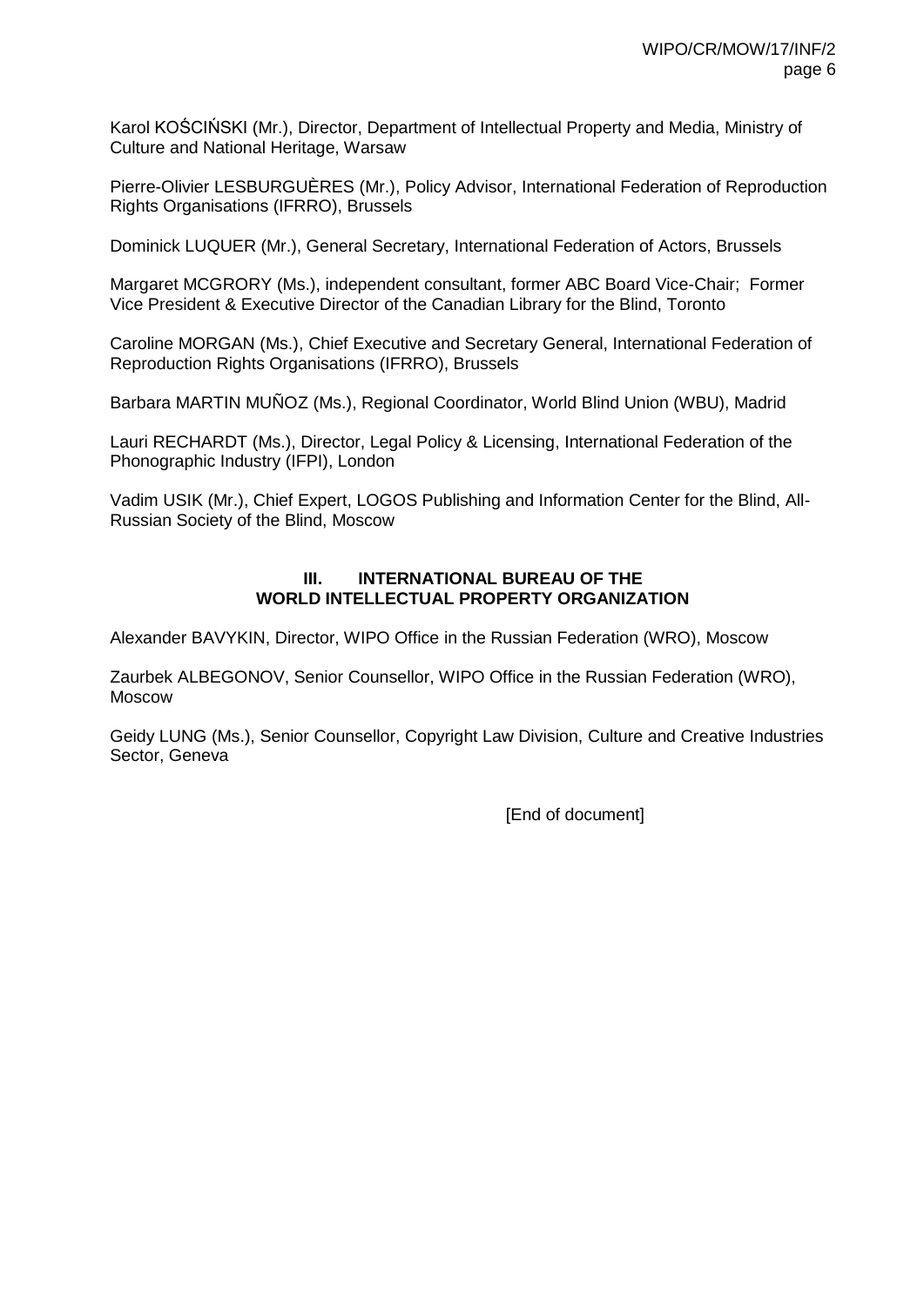Karol KOŚCIŃSKI (Mr.), Director, Department of Intellectual Property and Media, Ministry of Culture and National Heritage, Warsaw

Pierre-Olivier LESBURGUÈRES (Mr.), Policy Advisor, International Federation of Reproduction Rights Organisations (IFRRO), Brussels

Dominick LUQUER (Mr.), General Secretary, International Federation of Actors, Brussels

Margaret MCGRORY (Ms.), independent consultant, former ABC Board Vice-Chair; Former Vice President & Executive Director of the Canadian Library for the Blind, Toronto

Caroline MORGAN (Ms.), Chief Executive and Secretary General, International Federation of Reproduction Rights Organisations (IFRRO), Brussels

Barbara MARTIN MUÑOZ (Ms.), Regional Coordinator, World Blind Union (WBU), Madrid

Lauri RECHARDT (Ms.), Director, Legal Policy & Licensing, International Federation of the Phonographic Industry (IFPI), London

Vadim USIK (Mr.), Chief Expert, LOGOS Publishing and Information Center for the Blind, All-Russian Society of the Blind, Moscow

## III. INTERNATIONAL BUREAU OF THE WORLD INTELLECTUAL PROPERTY ORGANIZATION

Alexander BAVYKIN, Director, WIPO Office in the Russian Federation (WRO), Moscow

Zaurbek ALBEGONOV, Senior Counsellor, WIPO Office in the Russian Federation (WRO), Moscow

Geidy LUNG (Ms.), Senior Counsellor, Copyright Law Division, Culture and Creative Industries Sector, Geneva

[End of document]